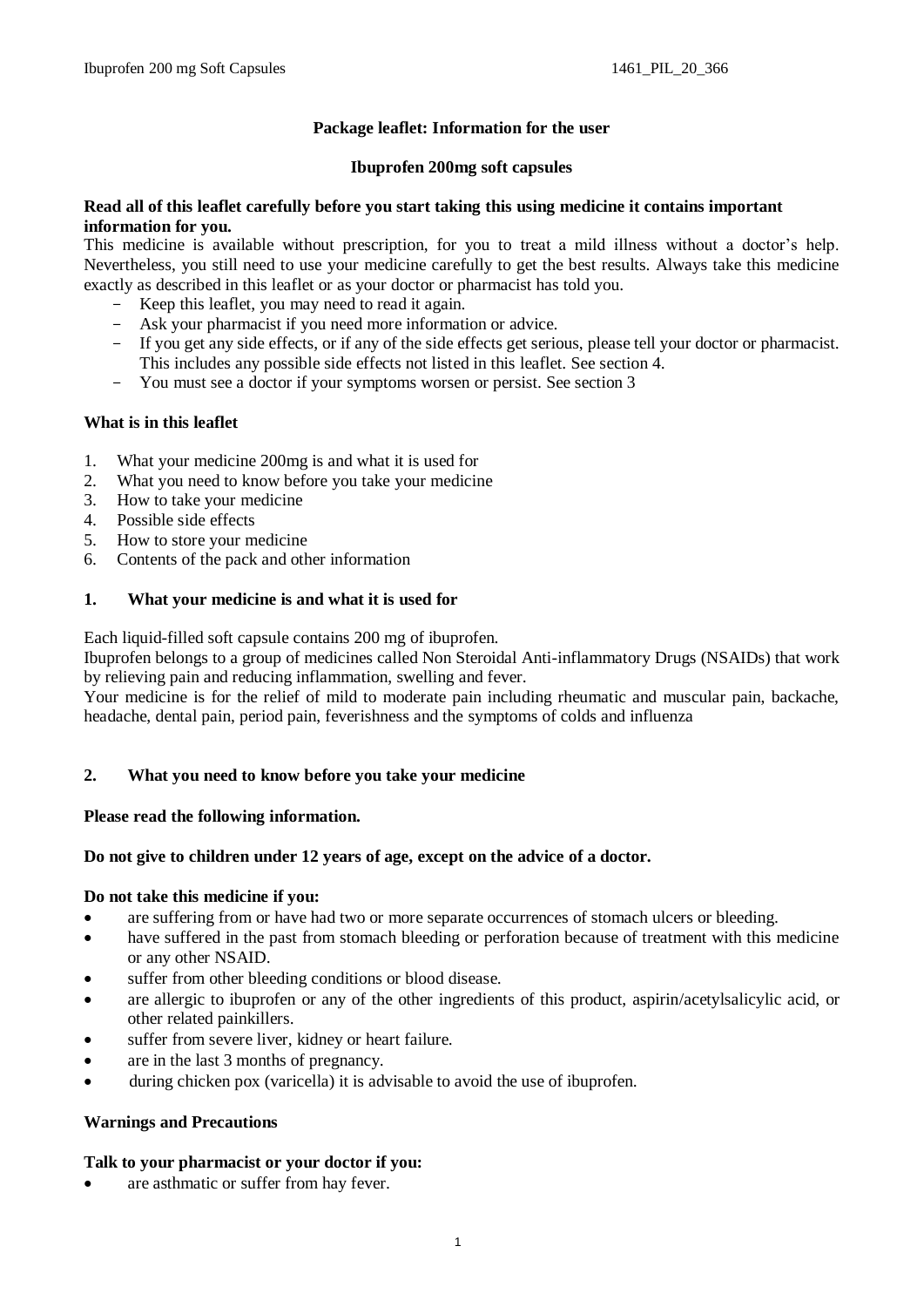**Package leaflet: Information for the user**

**Ibuprofen 200mg soft capsules**

**Read all of this leaflet carefully before you start taking this using medicine it contains important information for you.**

This medicine is available without prescription, for you to treat a mild illness without a doctor's help. Nevertheless, you still need to use your medicine carefully to get the best results. Always take this medicine exactly as described in this leaflet or as your doctor or pharmacist has told you.

- Keep this leaflet, you may need to read it again.
- Ask your pharmacist if you need more information or advice.
- If you get any side effects, or if any of the side effects get serious, please tell your doctor or pharmacist. This includes any possible side effects not listed in this leaflet. See section 4.
- You must see a doctor if your symptoms worsen or persist. See section 3

**What is in this leaflet**

1. What your medicine 200mg is and what it is used for
2. What you need to know before you take your medicine
3. How to take your medicine
4. Possible side effects
5. How to store your medicine
6. Contents of the pack and other information

## 1. What your medicine is and what it is used for

Each liquid-filled soft capsule contains 200 mg of ibuprofen.

Ibuprofen belongs to a group of medicines called Non Steroidal Anti-inflammatory Drugs (NSAIDs) that work by relieving pain and reducing inflammation, swelling and fever.

Your medicine is for the relief of mild to moderate pain including rheumatic and muscular pain, backache, headache, dental pain, period pain, feverishness and the symptoms of colds and influenza

## 2. What you need to know before you take your medicine

**Please read the following information.**

**Do not give to children under 12 years of age, except on the advice of a doctor.**

**Do not take this medicine if you:**

- are suffering from or have had two or more separate occurrences of stomach ulcers or bleeding.
- have suffered in the past from stomach bleeding or perforation because of treatment with this medicine or any other NSAID.
- suffer from other bleeding conditions or blood disease.
- are allergic to ibuprofen or any of the other ingredients of this product, aspirin/acetylsalicylic acid, or other related painkillers.
- suffer from severe liver, kidney or heart failure.
- are in the last 3 months of pregnancy.
- during chicken pox (varicella) it is advisable to avoid the use of ibuprofen.

**Warnings and Precautions**

**Talk to your pharmacist or your doctor if you:**

- are asthmatic or suffer from hay fever.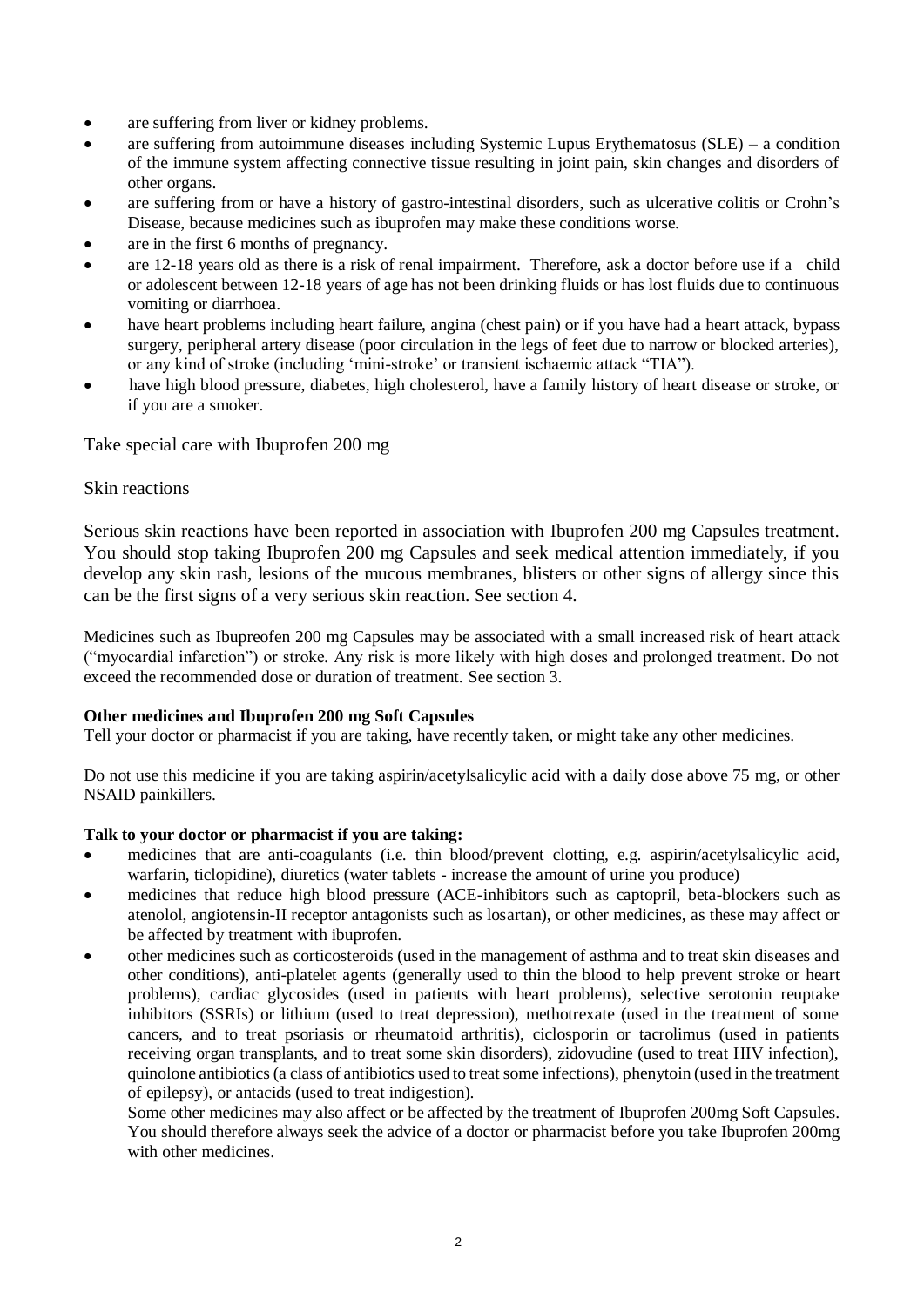- are suffering from liver or kidney problems.
- are suffering from autoimmune diseases including Systemic Lupus Erythematosus (SLE) – a condition of the immune system affecting connective tissue resulting in joint pain, skin changes and disorders of other organs.
- are suffering from or have a history of gastro-intestinal disorders, such as ulcerative colitis or Crohn's Disease, because medicines such as ibuprofen may make these conditions worse.
- are in the first 6 months of pregnancy.
- are 12-18 years old as there is a risk of renal impairment. Therefore, ask a doctor before use if a child or adolescent between 12-18 years of age has not been drinking fluids or has lost fluids due to continuous vomiting or diarrhoea.
- have heart problems including heart failure, angina (chest pain) or if you have had a heart attack, bypass surgery, peripheral artery disease (poor circulation in the legs of feet due to narrow or blocked arteries), or any kind of stroke (including 'mini-stroke' or transient ischaemic attack "TIA").
- have high blood pressure, diabetes, high cholesterol, have a family history of heart disease or stroke, or if you are a smoker.

Take special care with Ibuprofen 200 mg

Skin reactions

Serious skin reactions have been reported in association with Ibuprofen 200 mg Capsules treatment. You should stop taking Ibuprofen 200 mg Capsules and seek medical attention immediately, if you develop any skin rash, lesions of the mucous membranes, blisters or other signs of allergy since this can be the first signs of a very serious skin reaction. See section 4.

Medicines such as Ibupreofen 200 mg Capsules may be associated with a small increased risk of heart attack ("myocardial infarction") or stroke. Any risk is more likely with high doses and prolonged treatment. Do not exceed the recommended dose or duration of treatment. See section 3.

**Other medicines and Ibuprofen 200 mg Soft Capsules**
Tell your doctor or pharmacist if you are taking, have recently taken, or might take any other medicines.

Do not use this medicine if you are taking aspirin/acetylsalicylic acid with a daily dose above 75 mg, or other NSAID painkillers.

**Talk to your doctor or pharmacist if you are taking:**

- medicines that are anti-coagulants (i.e. thin blood/prevent clotting, e.g. aspirin/acetylsalicylic acid, warfarin, ticlopidine), diuretics (water tablets - increase the amount of urine you produce)
- medicines that reduce high blood pressure (ACE-inhibitors such as captopril, beta-blockers such as atenolol, angiotensin-II receptor antagonists such as losartan), or other medicines, as these may affect or be affected by treatment with ibuprofen.
- other medicines such as corticosteroids (used in the management of asthma and to treat skin diseases and other conditions), anti-platelet agents (generally used to thin the blood to help prevent stroke or heart problems), cardiac glycosides (used in patients with heart problems), selective serotonin reuptake inhibitors (SSRIs) or lithium (used to treat depression), methotrexate (used in the treatment of some cancers, and to treat psoriasis or rheumatoid arthritis), ciclosporin or tacrolimus (used in patients receiving organ transplants, and to treat some skin disorders), zidovudine (used to treat HIV infection), quinolone antibiotics (a class of antibiotics used to treat some infections), phenytoin (used in the treatment of epilepsy), or antacids (used to treat indigestion).

  Some other medicines may also affect or be affected by the treatment of Ibuprofen 200mg Soft Capsules. You should therefore always seek the advice of a doctor or pharmacist before you take Ibuprofen 200mg with other medicines.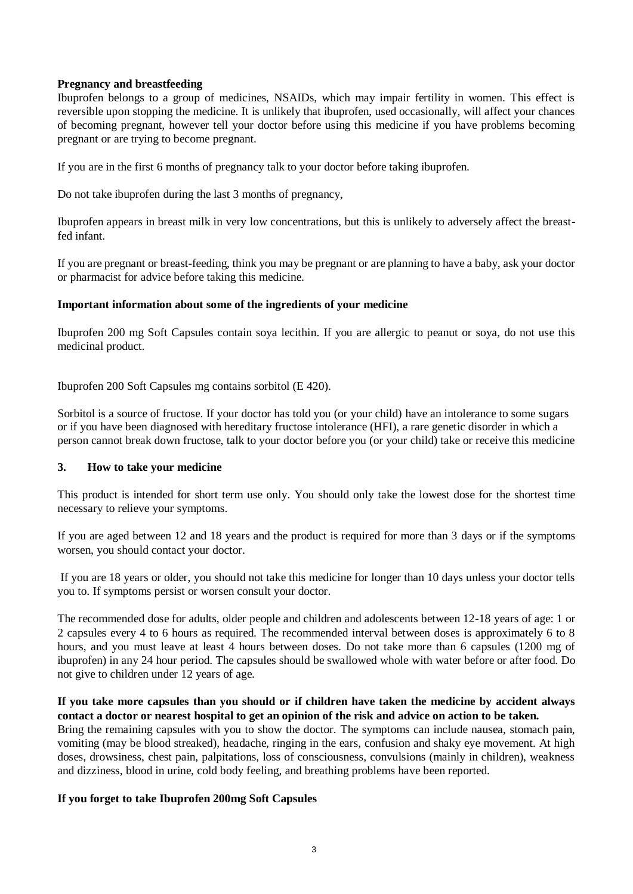**Pregnancy and breastfeeding**

Ibuprofen belongs to a group of medicines, NSAIDs, which may impair fertility in women. This effect is reversible upon stopping the medicine. It is unlikely that ibuprofen, used occasionally, will affect your chances of becoming pregnant, however tell your doctor before using this medicine if you have problems becoming pregnant or are trying to become pregnant.

If you are in the first 6 months of pregnancy talk to your doctor before taking ibuprofen.

Do not take ibuprofen during the last 3 months of pregnancy,

Ibuprofen appears in breast milk in very low concentrations, but this is unlikely to adversely affect the breast-fed infant.

If you are pregnant or breast-feeding, think you may be pregnant or are planning to have a baby, ask your doctor or pharmacist for advice before taking this medicine.

**Important information about some of the ingredients of your medicine**

Ibuprofen 200 mg Soft Capsules contain soya lecithin. If you are allergic to peanut or soya, do not use this medicinal product.

Ibuprofen 200 Soft Capsules mg contains sorbitol (E 420).

Sorbitol is a source of fructose. If your doctor has told you (or your child) have an intolerance to some sugars or if you have been diagnosed with hereditary fructose intolerance (HFI), a rare genetic disorder in which a person cannot break down fructose, talk to your doctor before you (or your child) take or receive this medicine

## 3. How to take your medicine

This product is intended for short term use only. You should only take the lowest dose for the shortest time necessary to relieve your symptoms.

If you are aged between 12 and 18 years and the product is required for more than 3 days or if the symptoms worsen, you should contact your doctor.

If you are 18 years or older, you should not take this medicine for longer than 10 days unless your doctor tells you to. If symptoms persist or worsen consult your doctor.

The recommended dose for adults, older people and children and adolescents between 12-18 years of age: 1 or 2 capsules every 4 to 6 hours as required. The recommended interval between doses is approximately 6 to 8 hours, and you must leave at least 4 hours between doses. Do not take more than 6 capsules (1200 mg of ibuprofen) in any 24 hour period. The capsules should be swallowed whole with water before or after food. Do not give to children under 12 years of age.

**If you take more capsules than you should or if children have taken the medicine by accident always contact a doctor or nearest hospital to get an opinion of the risk and advice on action to be taken.**

Bring the remaining capsules with you to show the doctor. The symptoms can include nausea, stomach pain, vomiting (may be blood streaked), headache, ringing in the ears, confusion and shaky eye movement. At high doses, drowsiness, chest pain, palpitations, loss of consciousness, convulsions (mainly in children), weakness and dizziness, blood in urine, cold body feeling, and breathing problems have been reported.

**If you forget to take Ibuprofen 200mg Soft Capsules**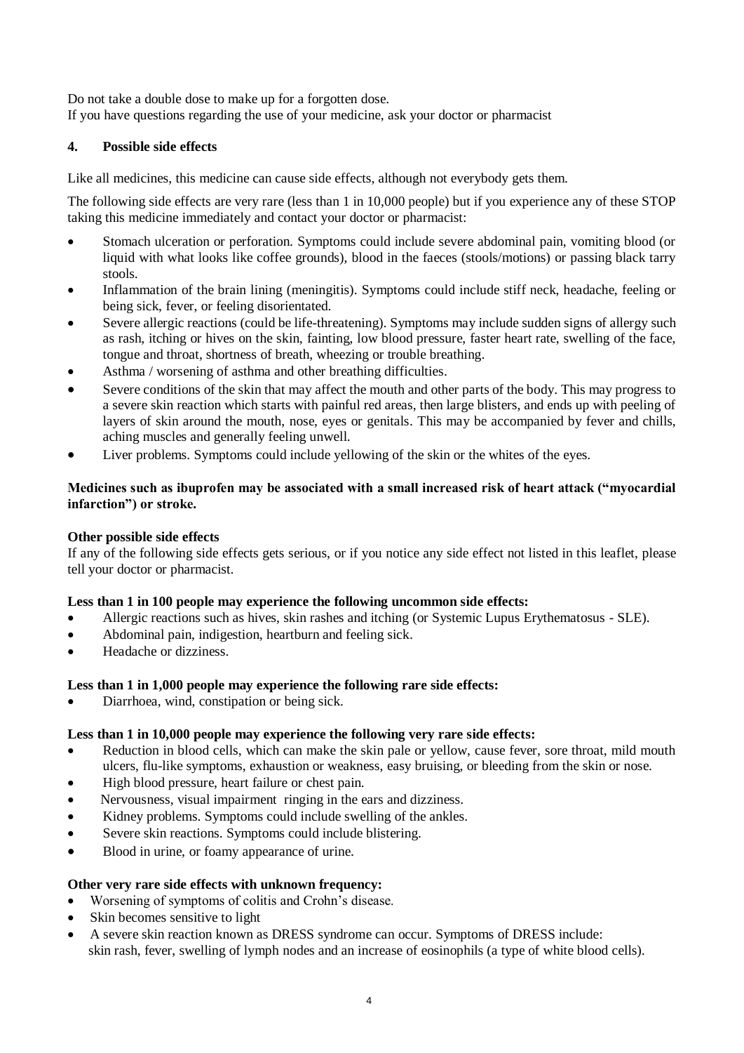Do not take a double dose to make up for a forgotten dose.
If you have questions regarding the use of your medicine, ask your doctor or pharmacist

## 4. Possible side effects

Like all medicines, this medicine can cause side effects, although not everybody gets them.

The following side effects are very rare (less than 1 in 10,000 people) but if you experience any of these STOP taking this medicine immediately and contact your doctor or pharmacist:

- Stomach ulceration or perforation. Symptoms could include severe abdominal pain, vomiting blood (or liquid with what looks like coffee grounds), blood in the faeces (stools/motions) or passing black tarry stools.
- Inflammation of the brain lining (meningitis). Symptoms could include stiff neck, headache, feeling or being sick, fever, or feeling disorientated.
- Severe allergic reactions (could be life-threatening). Symptoms may include sudden signs of allergy such as rash, itching or hives on the skin, fainting, low blood pressure, faster heart rate, swelling of the face, tongue and throat, shortness of breath, wheezing or trouble breathing.
- Asthma / worsening of asthma and other breathing difficulties.
- Severe conditions of the skin that may affect the mouth and other parts of the body. This may progress to a severe skin reaction which starts with painful red areas, then large blisters, and ends up with peeling of layers of skin around the mouth, nose, eyes or genitals. This may be accompanied by fever and chills, aching muscles and generally feeling unwell.
- Liver problems. Symptoms could include yellowing of the skin or the whites of the eyes.

**Medicines such as ibuprofen may be associated with a small increased risk of heart attack ("myocardial infarction") or stroke.**

**Other possible side effects**
If any of the following side effects gets serious, or if you notice any side effect not listed in this leaflet, please tell your doctor or pharmacist.

**Less than 1 in 100 people may experience the following uncommon side effects:**

- Allergic reactions such as hives, skin rashes and itching (or Systemic Lupus Erythematosus - SLE).
- Abdominal pain, indigestion, heartburn and feeling sick.
- Headache or dizziness.

**Less than 1 in 1,000 people may experience the following rare side effects:**

- Diarrhoea, wind, constipation or being sick.

**Less than 1 in 10,000 people may experience the following very rare side effects:**

- Reduction in blood cells, which can make the skin pale or yellow, cause fever, sore throat, mild mouth ulcers, flu-like symptoms, exhaustion or weakness, easy bruising, or bleeding from the skin or nose.
- High blood pressure, heart failure or chest pain.
- Nervousness, visual impairment ringing in the ears and dizziness.
- Kidney problems. Symptoms could include swelling of the ankles.
- Severe skin reactions. Symptoms could include blistering.
- Blood in urine, or foamy appearance of urine.

**Other very rare side effects with unknown frequency:**

- Worsening of symptoms of colitis and Crohn's disease.
- Skin becomes sensitive to light
- A severe skin reaction known as DRESS syndrome can occur. Symptoms of DRESS include: skin rash, fever, swelling of lymph nodes and an increase of eosinophils (a type of white blood cells).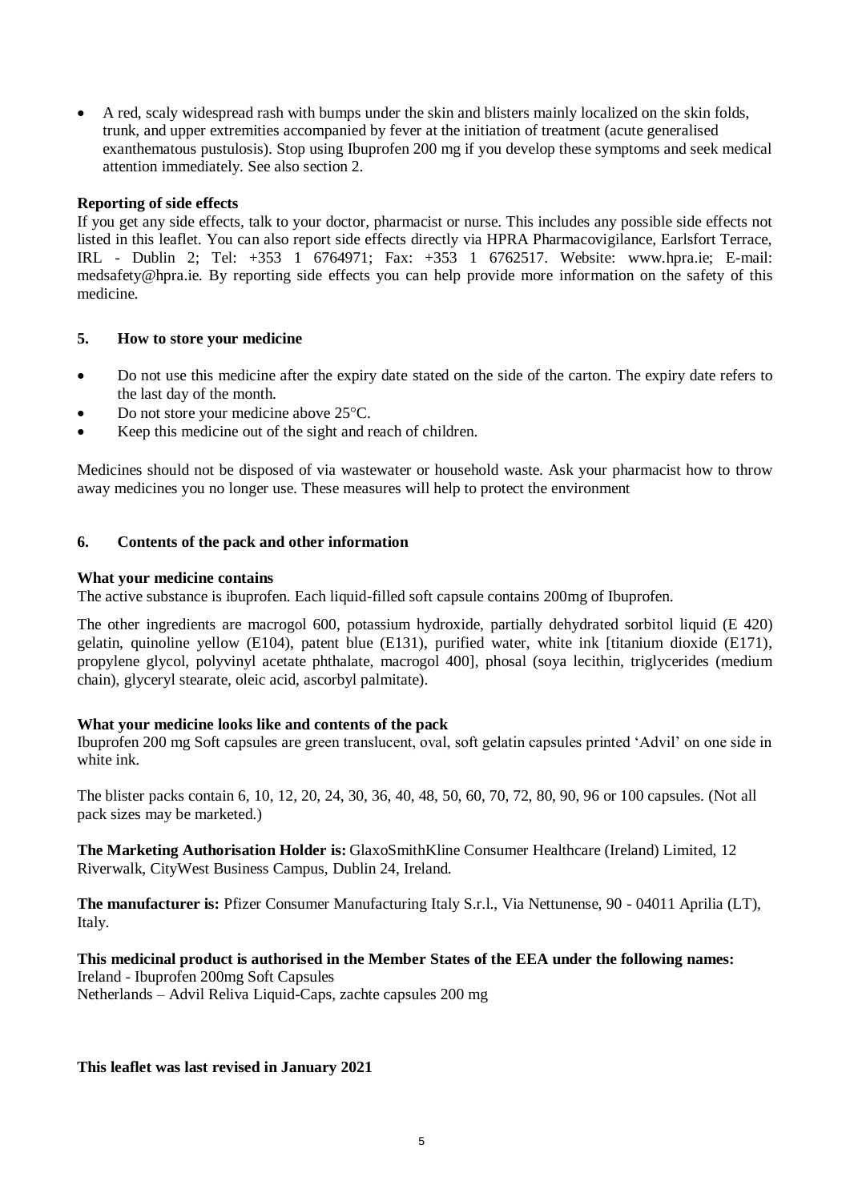- A red, scaly widespread rash with bumps under the skin and blisters mainly localized on the skin folds, trunk, and upper extremities accompanied by fever at the initiation of treatment (acute generalised exanthematous pustulosis). Stop using Ibuprofen 200 mg if you develop these symptoms and seek medical attention immediately. See also section 2.

**Reporting of side effects**

If you get any side effects, talk to your doctor, pharmacist or nurse. This includes any possible side effects not listed in this leaflet. You can also report side effects directly via HPRA Pharmacovigilance, Earlsfort Terrace, IRL - Dublin 2; Tel: +353 1 6764971; Fax: +353 1 6762517. Website: www.hpra.ie; E-mail: medsafety@hpra.ie. By reporting side effects you can help provide more information on the safety of this medicine.

## 5. How to store your medicine

- Do not use this medicine after the expiry date stated on the side of the carton. The expiry date refers to the last day of the month.
- Do not store your medicine above 25°C.
- Keep this medicine out of the sight and reach of children.

Medicines should not be disposed of via wastewater or household waste. Ask your pharmacist how to throw away medicines you no longer use. These measures will help to protect the environment

## 6. Contents of the pack and other information

**What your medicine contains**

The active substance is ibuprofen. Each liquid-filled soft capsule contains 200mg of Ibuprofen.

The other ingredients are macrogol 600, potassium hydroxide, partially dehydrated sorbitol liquid (E 420) gelatin, quinoline yellow (E104), patent blue (E131), purified water, white ink [titanium dioxide (E171), propylene glycol, polyvinyl acetate phthalate, macrogol 400], phosal (soya lecithin, triglycerides (medium chain), glyceryl stearate, oleic acid, ascorbyl palmitate).

**What your medicine looks like and contents of the pack**

Ibuprofen 200 mg Soft capsules are green translucent, oval, soft gelatin capsules printed 'Advil' on one side in white ink.

The blister packs contain 6, 10, 12, 20, 24, 30, 36, 40, 48, 50, 60, 70, 72, 80, 90, 96 or 100 capsules. (Not all pack sizes may be marketed.)

**The Marketing Authorisation Holder is:** GlaxoSmithKline Consumer Healthcare (Ireland) Limited, 12 Riverwalk, CityWest Business Campus, Dublin 24, Ireland.

**The manufacturer is:** Pfizer Consumer Manufacturing Italy S.r.l., Via Nettunense, 90 - 04011 Aprilia (LT), Italy.

**This medicinal product is authorised in the Member States of the EEA under the following names:**

Ireland - Ibuprofen 200mg Soft Capsules

Netherlands – Advil Reliva Liquid-Caps, zachte capsules 200 mg

**This leaflet was last revised in January 2021**